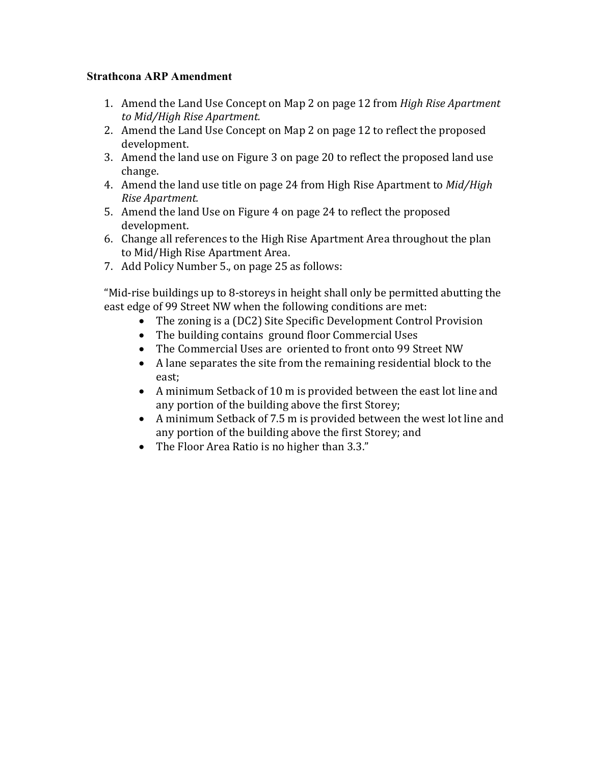**Strathcona ARP Amendment**

1. Amend the Land Use Concept on Map 2 on page 12 from *High Rise Apartment to Mid/High Rise Apartment.*
2. Amend the Land Use Concept on Map 2 on page 12 to reflect the proposed development.
3. Amend the land use on Figure 3 on page 20 to reflect the proposed land use change.
4. Amend the land use title on page 24 from High Rise Apartment to *Mid/High Rise Apartment.*
5. Amend the land Use on Figure 4 on page 24 to reflect the proposed development.
6. Change all references to the High Rise Apartment Area throughout the plan to Mid/High Rise Apartment Area.
7. Add Policy Number 5., on page 25 as follows:

"Mid-rise buildings up to 8-storeys in height shall only be permitted abutting the east edge of 99 Street NW when the following conditions are met:

- The zoning is a (DC2) Site Specific Development Control Provision
- The building contains ground floor Commercial Uses
- The Commercial Uses are oriented to front onto 99 Street NW
- A lane separates the site from the remaining residential block to the east;
- A minimum Setback of 10 m is provided between the east lot line and any portion of the building above the first Storey;
- A minimum Setback of 7.5 m is provided between the west lot line and any portion of the building above the first Storey; and
- The Floor Area Ratio is no higher than 3.3."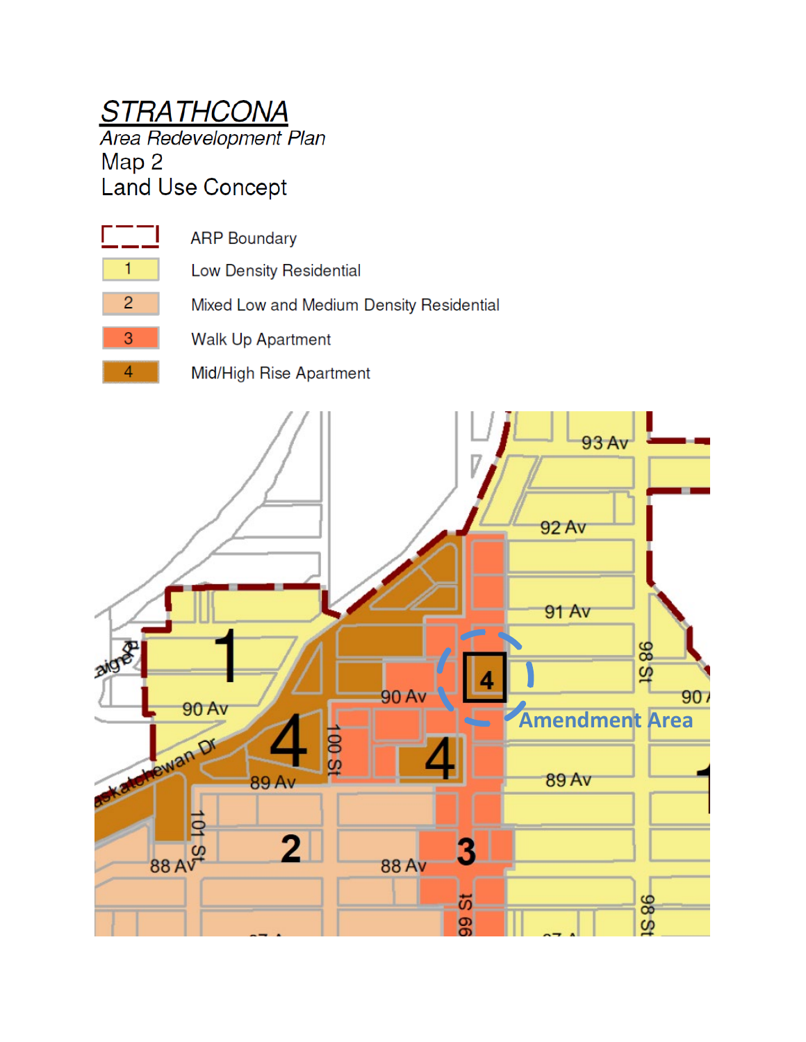# *STRATHCONA*

*Area Redevelopment Plan*

Map 2

Land Use Concept

| Legend | Description |
|---|---|
| (dashed line) | ARP Boundary |
| 1 | Low Density Residential |
| 2 | Mixed Low and Medium Density Residential |
| 3 | Walk Up Apartment |
| 4 | Mid/High Rise Apartment |

93 Av

92 Av

91 Av

90 Av

89 Av

88 Av

100 St

101 St

99 St

98 St

Saskatchewan Dr

Amendment Area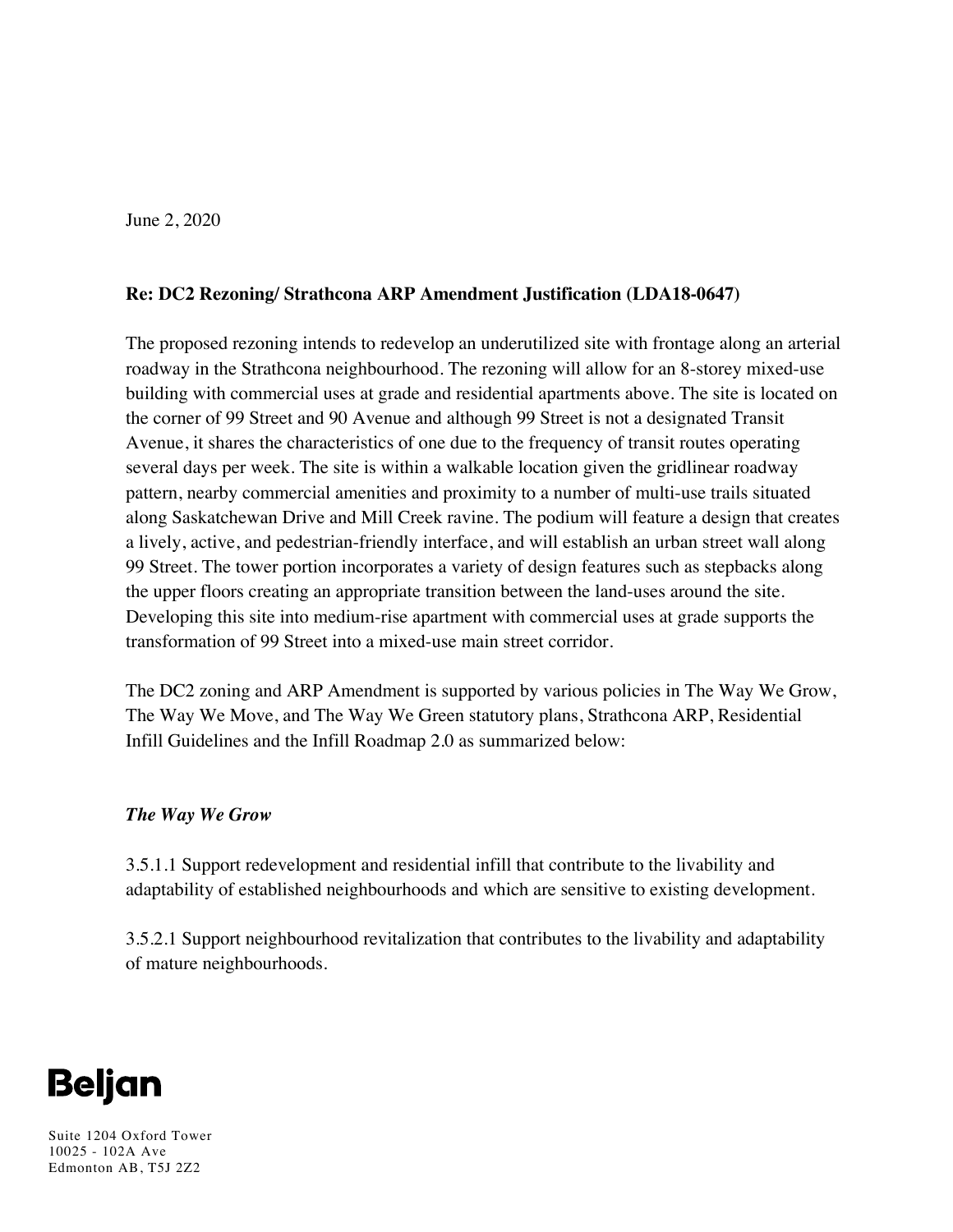June 2, 2020

**Re: DC2 Rezoning/ Strathcona ARP Amendment Justification (LDA18-0647)**

The proposed rezoning intends to redevelop an underutilized site with frontage along an arterial roadway in the Strathcona neighbourhood. The rezoning will allow for an 8-storey mixed-use building with commercial uses at grade and residential apartments above. The site is located on the corner of 99 Street and 90 Avenue and although 99 Street is not a designated Transit Avenue, it shares the characteristics of one due to the frequency of transit routes operating several days per week. The site is within a walkable location given the gridlinear roadway pattern, nearby commercial amenities and proximity to a number of multi-use trails situated along Saskatchewan Drive and Mill Creek ravine. The podium will feature a design that creates a lively, active, and pedestrian-friendly interface, and will establish an urban street wall along 99 Street. The tower portion incorporates a variety of design features such as stepbacks along the upper floors creating an appropriate transition between the land-uses around the site. Developing this site into medium-rise apartment with commercial uses at grade supports the transformation of 99 Street into a mixed-use main street corridor.

The DC2 zoning and ARP Amendment is supported by various policies in The Way We Grow, The Way We Move, and The Way We Green statutory plans, Strathcona ARP, Residential Infill Guidelines and the Infill Roadmap 2.0 as summarized below:

***The Way We Grow***

3.5.1.1 Support redevelopment and residential infill that contribute to the livability and adaptability of established neighbourhoods and which are sensitive to existing development.

3.5.2.1 Support neighbourhood revitalization that contributes to the livability and adaptability of mature neighbourhoods.

**Beljan**

Suite 1204 Oxford Tower
10025 - 102A Ave
Edmonton AB, T5J 2Z2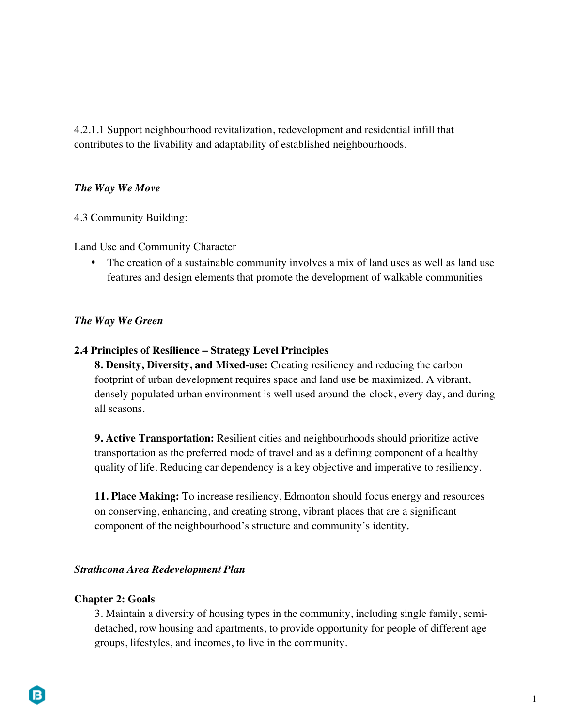4.2.1.1 Support neighbourhood revitalization, redevelopment and residential infill that contributes to the livability and adaptability of established neighbourhoods.

*The Way We Move*

4.3 Community Building:

Land Use and Community Character

- The creation of a sustainable community involves a mix of land uses as well as land use features and design elements that promote the development of walkable communities

*The Way We Green*

**2.4 Principles of Resilience – Strategy Level Principles**

**8. Density, Diversity, and Mixed-use:** Creating resiliency and reducing the carbon footprint of urban development requires space and land use be maximized. A vibrant, densely populated urban environment is well used around-the-clock, every day, and during all seasons.

**9. Active Transportation:** Resilient cities and neighbourhoods should prioritize active transportation as the preferred mode of travel and as a defining component of a healthy quality of life. Reducing car dependency is a key objective and imperative to resiliency.

**11. Place Making:** To increase resiliency, Edmonton should focus energy and resources on conserving, enhancing, and creating strong, vibrant places that are a significant component of the neighbourhood's structure and community's identity**.**

*Strathcona Area Redevelopment Plan*

**Chapter 2: Goals**

3. Maintain a diversity of housing types in the community, including single family, semi-detached, row housing and apartments, to provide opportunity for people of different age groups, lifestyles, and incomes, to live in the community.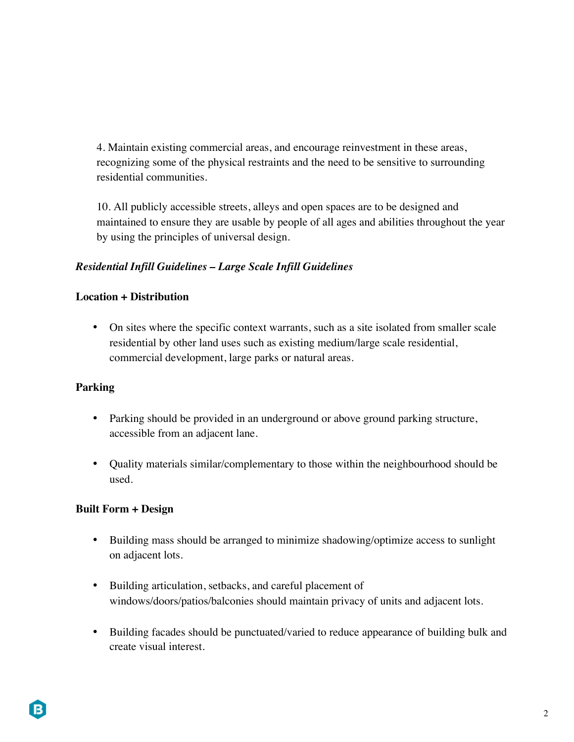4. Maintain existing commercial areas, and encourage reinvestment in these areas, recognizing some of the physical restraints and the need to be sensitive to surrounding residential communities.

10. All publicly accessible streets, alleys and open spaces are to be designed and maintained to ensure they are usable by people of all ages and abilities throughout the year by using the principles of universal design.

***Residential Infill Guidelines – Large Scale Infill Guidelines***

**Location + Distribution**

- On sites where the specific context warrants, such as a site isolated from smaller scale residential by other land uses such as existing medium/large scale residential, commercial development, large parks or natural areas.

**Parking**

- Parking should be provided in an underground or above ground parking structure, accessible from an adjacent lane.

- Quality materials similar/complementary to those within the neighbourhood should be used.

**Built Form + Design**

- Building mass should be arranged to minimize shadowing/optimize access to sunlight on adjacent lots.

- Building articulation, setbacks, and careful placement of windows/doors/patios/balconies should maintain privacy of units and adjacent lots.

- Building facades should be punctuated/varied to reduce appearance of building bulk and create visual interest.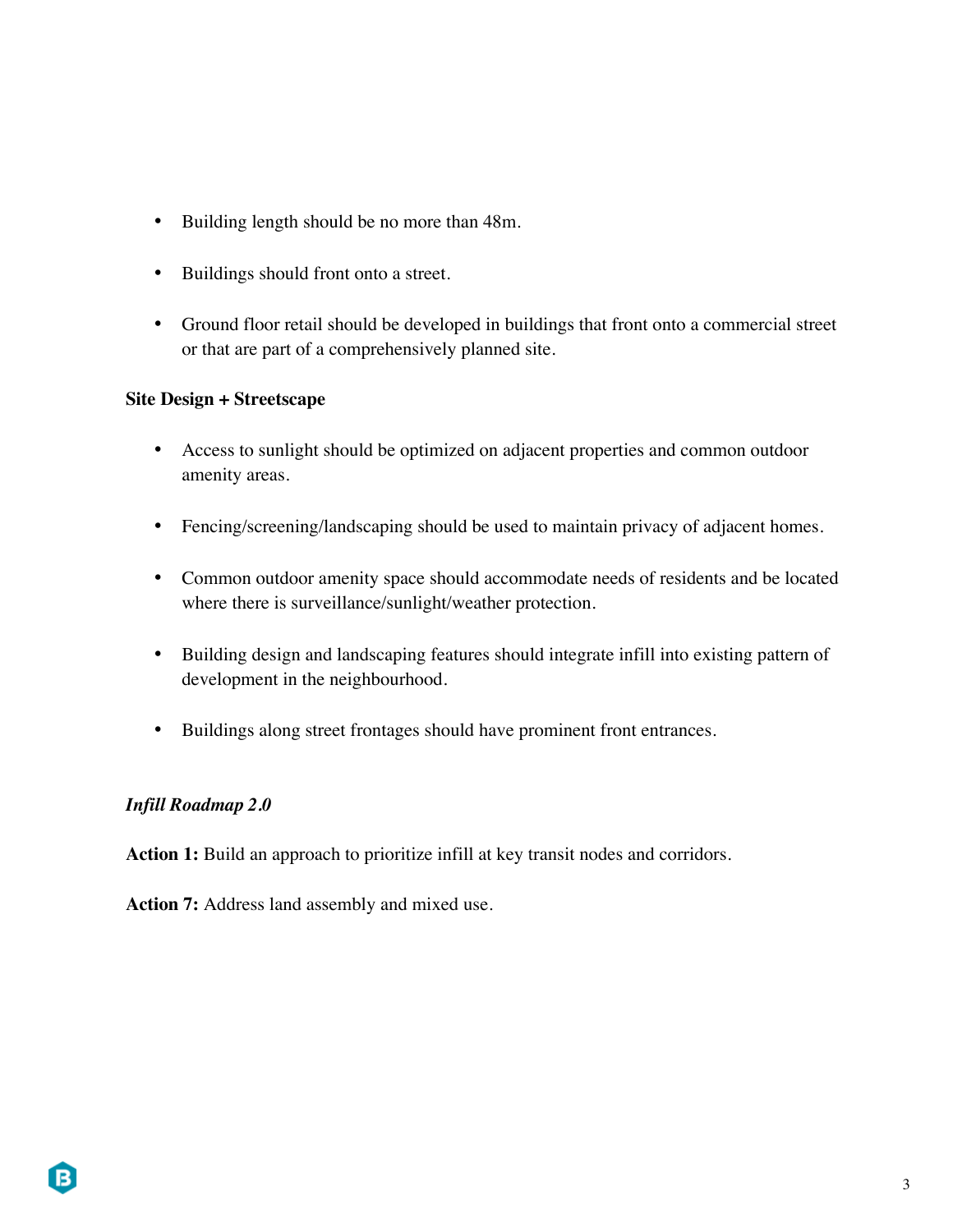- Building length should be no more than 48m.
- Buildings should front onto a street.
- Ground floor retail should be developed in buildings that front onto a commercial street or that are part of a comprehensively planned site.

**Site Design + Streetscape**

- Access to sunlight should be optimized on adjacent properties and common outdoor amenity areas.
- Fencing/screening/landscaping should be used to maintain privacy of adjacent homes.
- Common outdoor amenity space should accommodate needs of residents and be located where there is surveillance/sunlight/weather protection.
- Building design and landscaping features should integrate infill into existing pattern of development in the neighbourhood.
- Buildings along street frontages should have prominent front entrances.

***Infill Roadmap 2.0***

**Action 1:** Build an approach to prioritize infill at key transit nodes and corridors.

**Action 7:** Address land assembly and mixed use.